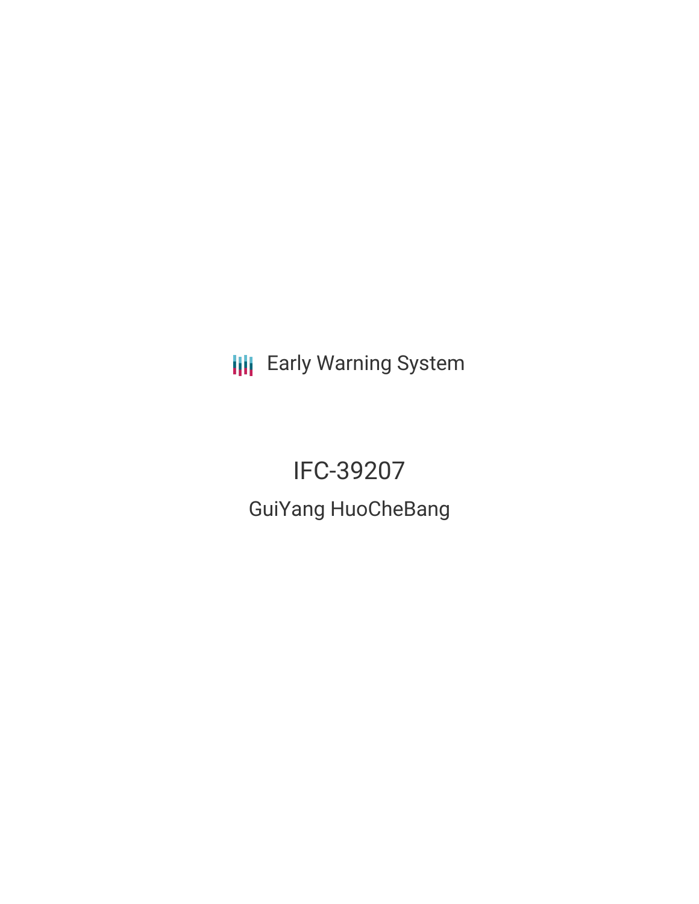Early Warning System

# IFC-39207

## GuiYang HuoCheBang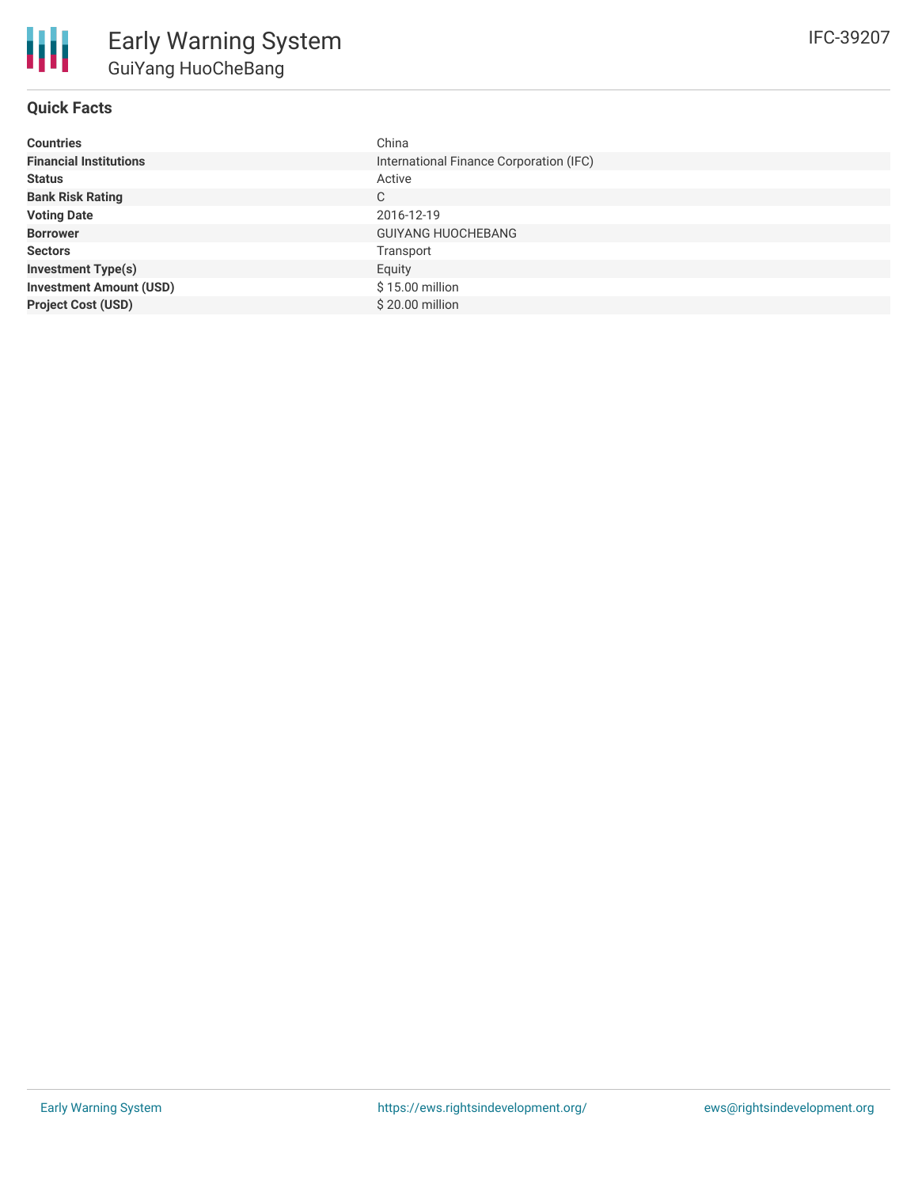# Early Warning System

## GuiYang HuoCheBang

IFC-39207

### Quick Facts

| | |
|---|---|
| **Countries** | China |
| **Financial Institutions** | International Finance Corporation (IFC) |
| **Status** | Active |
| **Bank Risk Rating** | C |
| **Voting Date** | 2016-12-19 |
| **Borrower** | GUIYANG HUOCHEBANG |
| **Sectors** | Transport |
| **Investment Type(s)** | Equity |
| **Investment Amount (USD)** | $ 15.00 million |
| **Project Cost (USD)** | $ 20.00 million |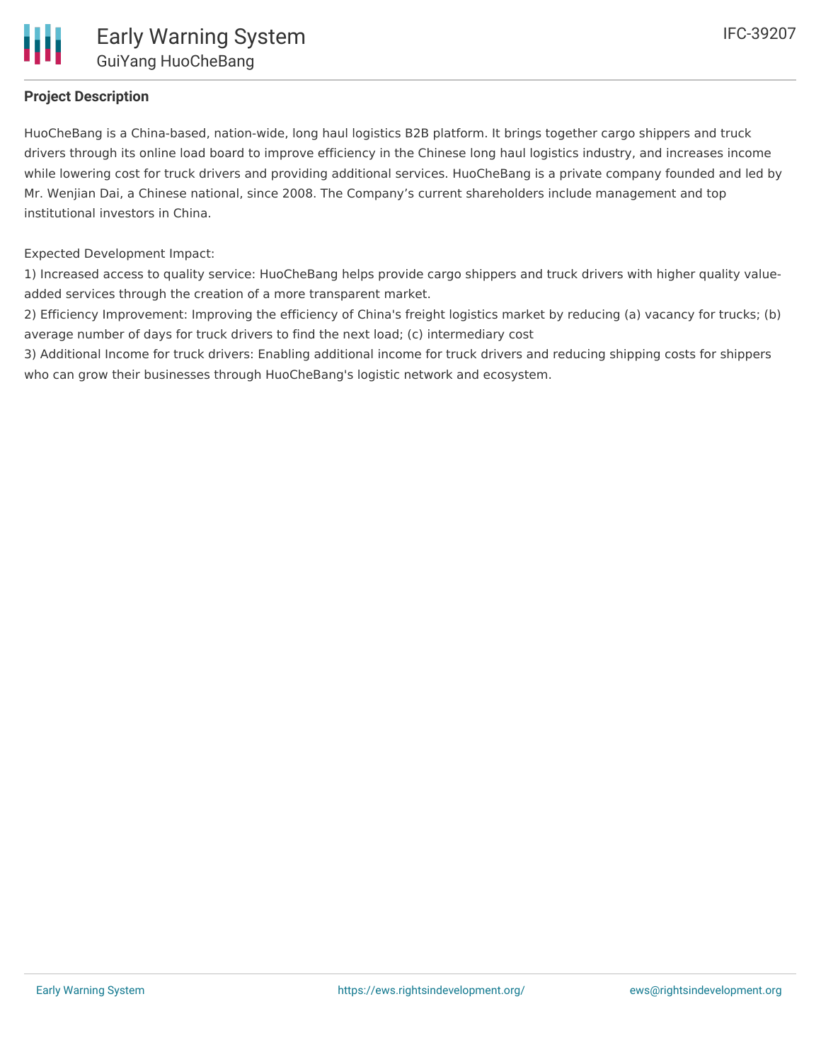**Project Description**

HuoCheBang is a China-based, nation-wide, long haul logistics B2B platform. It brings together cargo shippers and truck drivers through its online load board to improve efficiency in the Chinese long haul logistics industry, and increases income while lowering cost for truck drivers and providing additional services. HuoCheBang is a private company founded and led by Mr. Wenjian Dai, a Chinese national, since 2008. The Company's current shareholders include management and top institutional investors in China.

Expected Development Impact:
1) Increased access to quality service: HuoCheBang helps provide cargo shippers and truck drivers with higher quality value-added services through the creation of a more transparent market.
2) Efficiency Improvement: Improving the efficiency of China's freight logistics market by reducing (a) vacancy for trucks; (b) average number of days for truck drivers to find the next load; (c) intermediary cost
3) Additional Income for truck drivers: Enabling additional income for truck drivers and reducing shipping costs for shippers who can grow their businesses through HuoCheBang's logistic network and ecosystem.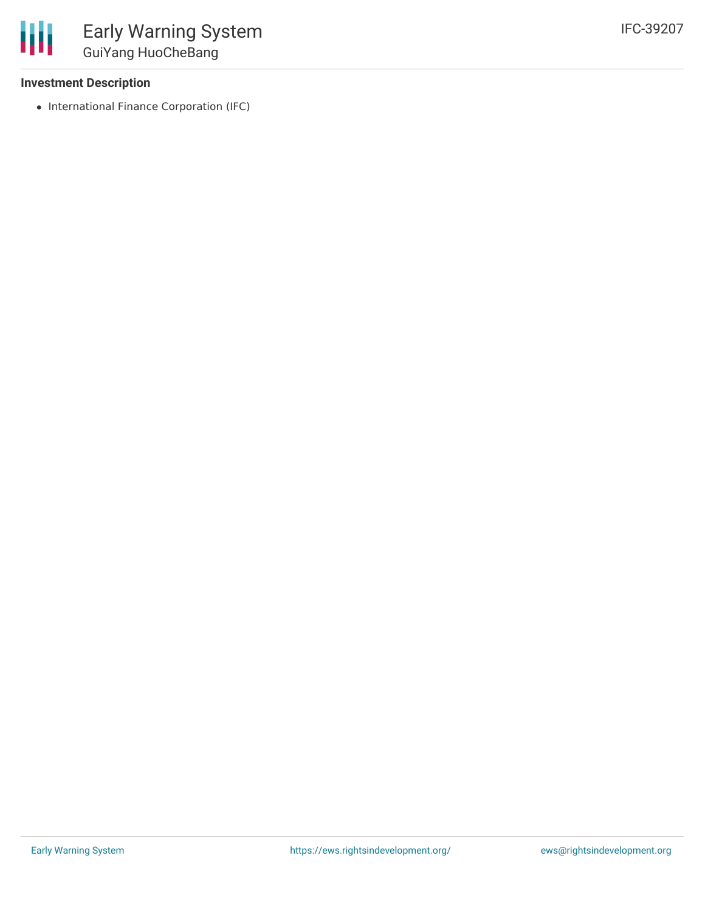### Investment Description

- International Finance Corporation (IFC)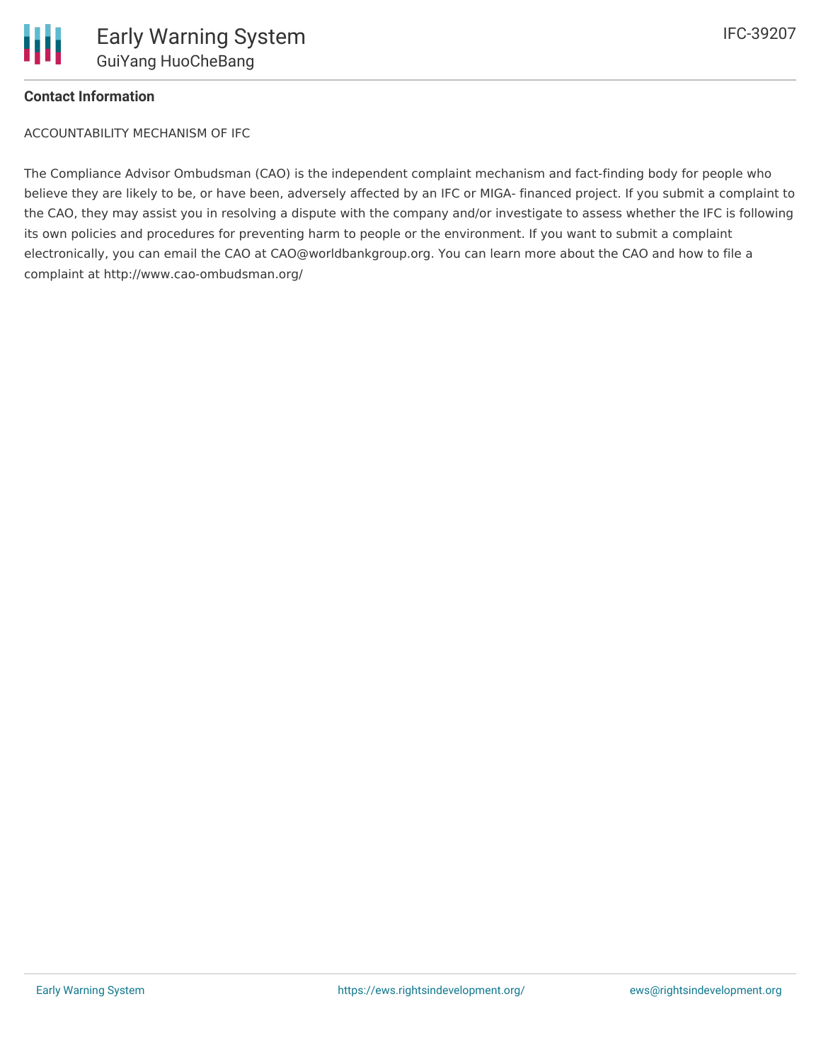**Contact Information**

ACCOUNTABILITY MECHANISM OF IFC

The Compliance Advisor Ombudsman (CAO) is the independent complaint mechanism and fact-finding body for people who believe they are likely to be, or have been, adversely affected by an IFC or MIGA- financed project. If you submit a complaint to the CAO, they may assist you in resolving a dispute with the company and/or investigate to assess whether the IFC is following its own policies and procedures for preventing harm to people or the environment. If you want to submit a complaint electronically, you can email the CAO at CAO@worldbankgroup.org. You can learn more about the CAO and how to file a complaint at http://www.cao-ombudsman.org/